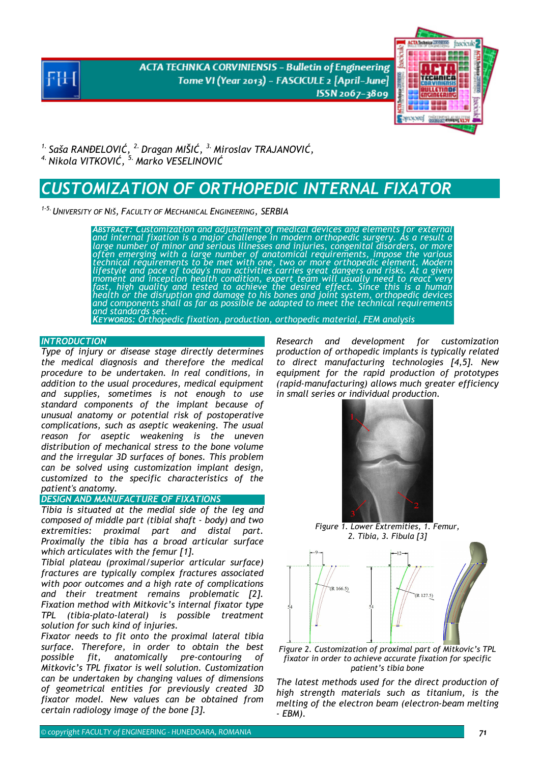[1.] Saša RANĐELOVIĆ, [2.] Dragan MIŠIĆ, [3.] Miroslav TRAJANOVIĆ, [4.] Nikola VITKOVIĆ, [5.] Marko VESELINOVIĆ

# CUSTOMIZATION OF ORTHOPEDIC INTERNAL FIXATOR

[1-5.] UNIVERSITY OF NIŠ, FACULTY OF MECHANICAL ENGINEERING, SERBIA

**ABSTRACT:** *Customization and adjustment of medical devices and elements for external and internal fixation is a major challenge in modern orthopedic surgery. As a result a large number of minor and serious illnesses and injuries, congenital disorders, or more often emerging with a large number of anatomical requirements, impose the various technical requirements to be met with one, two or more orthopedic element. Modern lifestyle and pace of today's man activities carries great dangers and risks. At a given moment and inception health condition, expert team will usually need to react very fast, high quality and tested to achieve the desired effect. Since this is a human health or the disruption and damage to his bones and joint system, orthopedic devices and components shall as far as possible be adapted to meet the technical requirements and standards set.*

**KEYWORDS:** *Orthopedic fixation, production, orthopedic material, FEM analysis*

## INTRODUCTION

*Type of injury or disease stage directly determines the medical diagnosis and therefore the medical procedure to be undertaken. In real conditions, in addition to the usual procedures, medical equipment and supplies, sometimes is not enough to use standard components of the implant because of unusual anatomy or potential risk of postoperative complications, such as aseptic weakening. The usual reason for aseptic weakening is the uneven distribution of mechanical stress to the bone volume and the irregular 3D surfaces of bones. This problem can be solved using customization implant design, customized to the specific characteristics of the patient's anatomy.*

## DESIGN AND MANUFACTURE OF FIXATIONS

*Tibia is situated at the medial side of the leg and composed of middle part (tibial shaft - body) and two extremities: proximal part and distal part. Proximally the tibia has a broad articular surface which articulates with the femur [1].*

*Tibial plateau (proximal/superior articular surface) fractures are typically complex fractures associated with poor outcomes and a high rate of complications and their treatment remains problematic [2]. Fixation method with Mitkovic's internal fixator type TPL (tibia-plato-lateral) is possible treatment solution for such kind of injuries.*

*Fixator needs to fit onto the proximal lateral tibia surface. Therefore, in order to obtain the best possible fit, anatomically pre-contouring of Mitkovic's TPL fixator is well solution. Customization can be undertaken by changing values of dimensions of geometrical entities for previously created 3D fixator model. New values can be obtained from certain radiology image of the bone [3].*

*Research and development for customization production of orthopedic implants is typically related to direct manufacturing technologies [4,5]. New equipment for the rapid production of prototypes (rapid-manufacturing) allows much greater efficiency in small series or individual production.*

*Figure 1. Lower Extremities, 1. Femur, 2. Tibia, 3. Fibula [3]*

*Figure 2. Customization of proximal part of Mitkovic's TPL fixator in order to achieve accurate fixation for specific patient's tibia bone*

*The latest methods used for the direct production of high strength materials such as titanium, is the melting of the electron beam (electron-beam melting - EBM).*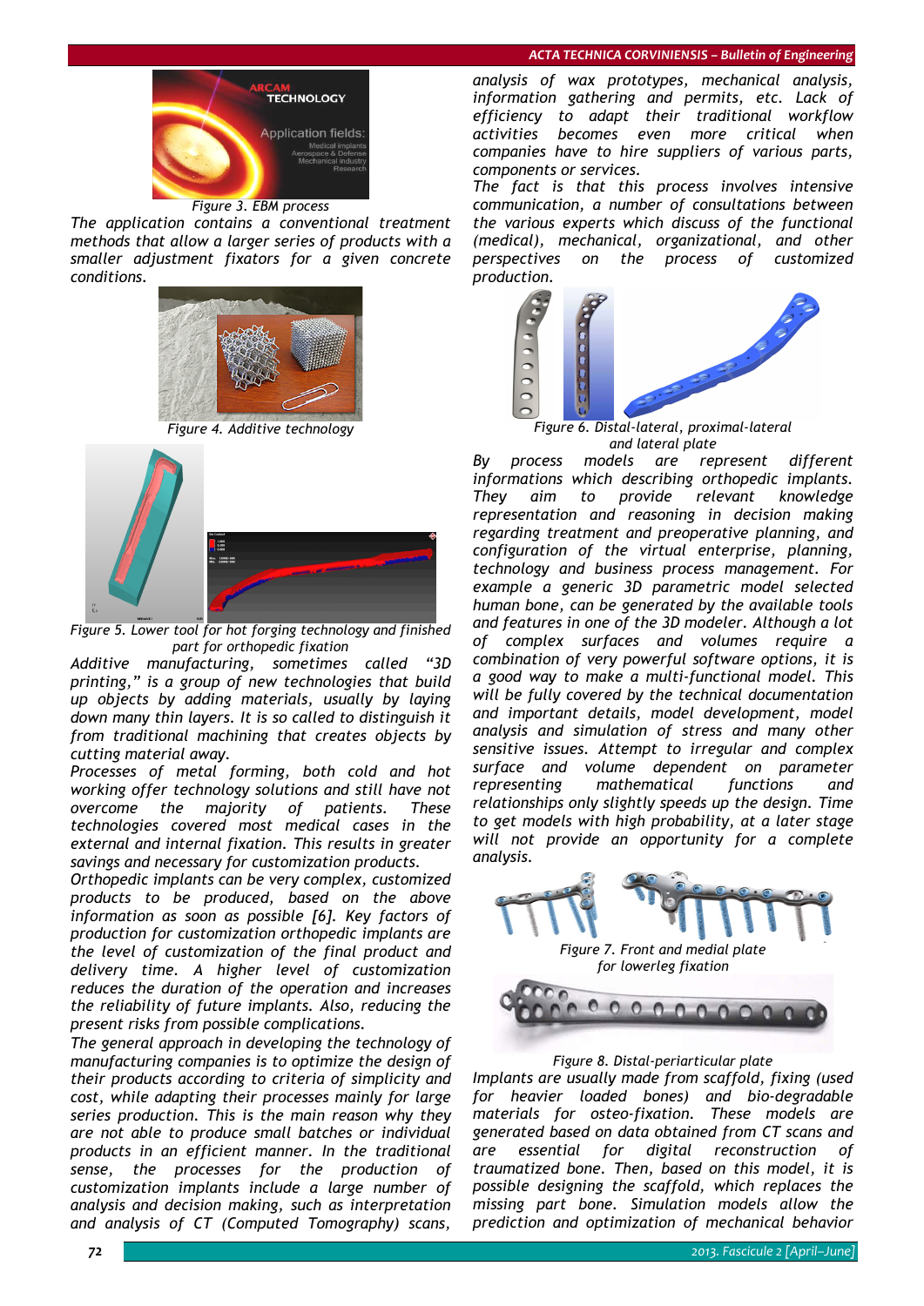*Figure 3. EBM process*

*The application contains a conventional treatment methods that allow a larger series of products with a smaller adjustment fixators for a given concrete conditions.*

*Figure 4. Additive technology*

*Figure 5. Lower tool for hot forging technology and finished part for orthopedic fixation*

*Additive manufacturing, sometimes called "3D printing," is a group of new technologies that build up objects by adding materials, usually by laying down many thin layers. It is so called to distinguish it from traditional machining that creates objects by cutting material away.*

*Processes of metal forming, both cold and hot working offer technology solutions and still have not overcome the majority of patients. These technologies covered most medical cases in the external and internal fixation. This results in greater savings and necessary for customization products.*

*Orthopedic implants can be very complex, customized products to be produced, based on the above information as soon as possible [6]. Key factors of production for customization orthopedic implants are the level of customization of the final product and delivery time. A higher level of customization reduces the duration of the operation and increases the reliability of future implants. Also, reducing the present risks from possible complications.*

*The general approach in developing the technology of manufacturing companies is to optimize the design of their products according to criteria of simplicity and cost, while adapting their processes mainly for large series production. This is the main reason why they are not able to produce small batches or individual products in an efficient manner. In the traditional sense, the processes for the production of customization implants include a large number of analysis and decision making, such as interpretation and analysis of CT (Computed Tomography) scans, analysis of wax prototypes, mechanical analysis, information gathering and permits, etc. Lack of efficiency to adapt their traditional workflow activities becomes even more critical when companies have to hire suppliers of various parts, components or services.*

*The fact is that this process involves intensive communication, a number of consultations between the various experts which discuss of the functional (medical), mechanical, organizational, and other perspectives on the process of customized production.*

*Figure 6. Distal-lateral, proximal-lateral and lateral plate*

*By process models are represent different informations which describing orthopedic implants. They aim to provide relevant knowledge representation and reasoning in decision making regarding treatment and preoperative planning, and configuration of the virtual enterprise, planning, technology and business process management. For example a generic 3D parametric model selected human bone, can be generated by the available tools and features in one of the 3D modeler. Although a lot of complex surfaces and volumes require a combination of very powerful software options, it is a good way to make a multi-functional model. This will be fully covered by the technical documentation and important details, model development, model analysis and simulation of stress and many other sensitive issues. Attempt to irregular and complex surface and volume dependent on parameter representing mathematical functions and relationships only slightly speeds up the design. Time to get models with high probability, at a later stage will not provide an opportunity for a complete analysis.*

*Figure 7. Front and medial plate for lowerleg fixation*

*Figure 8. Distal-periarticular plate*

*Implants are usually made from scaffold, fixing (used for heavier loaded bones) and bio-degradable materials for osteo-fixation. These models are generated based on data obtained from CT scans and are essential for digital reconstruction of traumatized bone. Then, based on this model, it is possible designing the scaffold, which replaces the missing part bone. Simulation models allow the prediction and optimization of mechanical behavior*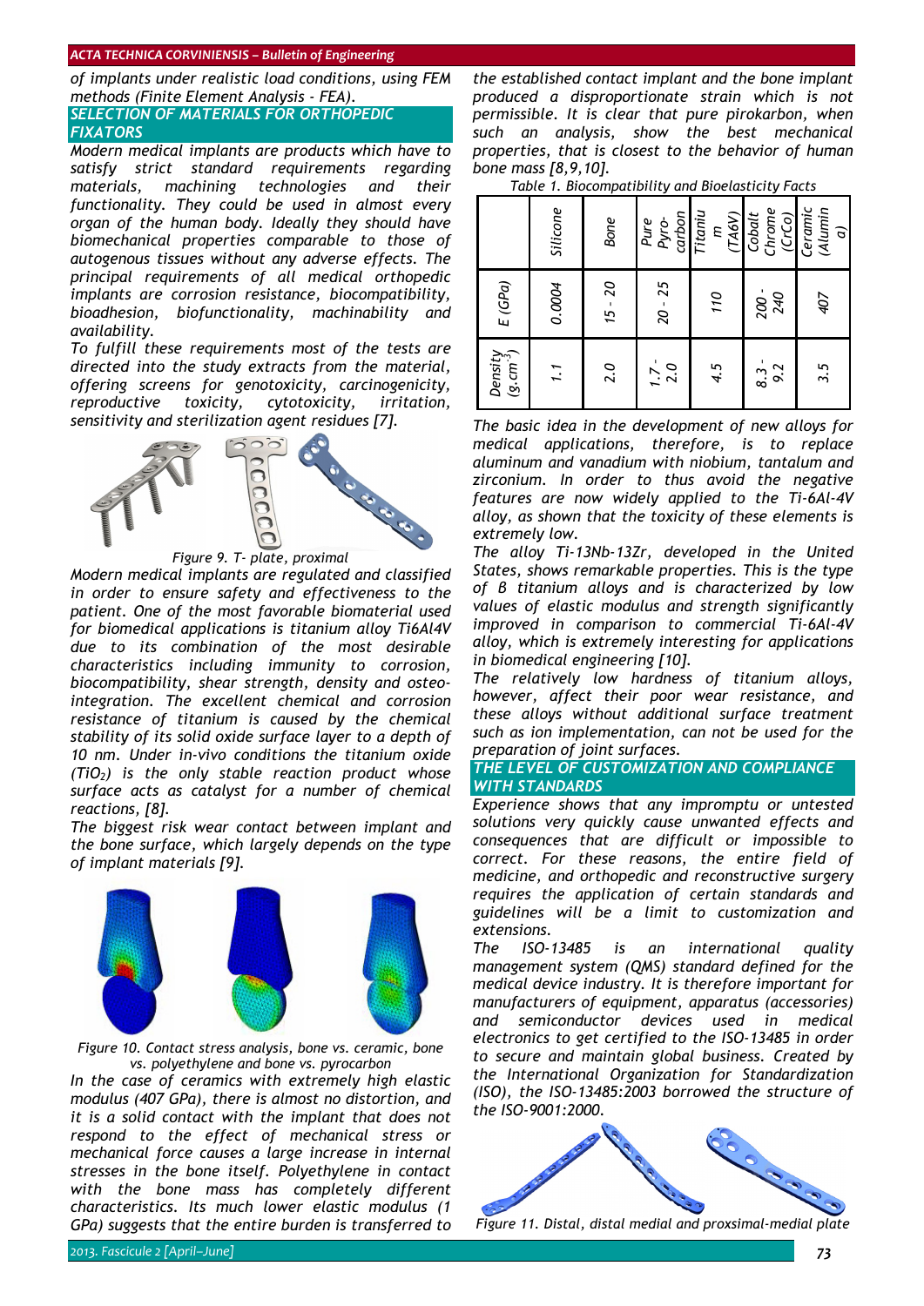of implants under realistic load conditions, using FEM methods (Finite Element Analysis - FEA).

## SELECTION OF MATERIALS FOR ORTHOPEDIC FIXATORS

Modern medical implants are products which have to satisfy strict standard requirements regarding materials, machining technologies and their functionality. They could be used in almost every organ of the human body. Ideally they should have biomechanical properties comparable to those of autogenous tissues without any adverse effects. The principal requirements of all medical orthopedic implants are corrosion resistance, biocompatibility, bioadhesion, biofunctionality, machinability and availability.

To fulfill these requirements most of the tests are directed into the study extracts from the material, offering screens for genotoxicity, carcinogenicity, reproductive toxicity, cytotoxicity, irritation, sensitivity and sterilization agent residues [7].

Figure 9. T- plate, proximal

Modern medical implants are regulated and classified in order to ensure safety and effectiveness to the patient. One of the most favorable biomaterial used for biomedical applications is titanium alloy Ti6Al4V due to its combination of the most desirable characteristics including immunity to corrosion, biocompatibility, shear strength, density and osteo-integration. The excellent chemical and corrosion resistance of titanium is caused by the chemical stability of its solid oxide surface layer to a depth of 10 nm. Under in-vivo conditions the titanium oxide ($TiO_2$) is the only stable reaction product whose surface acts as catalyst for a number of chemical reactions, [8].

The biggest risk wear contact between implant and the bone surface, which largely depends on the type of implant materials [9].

Figure 10. Contact stress analysis, bone vs. ceramic, bone vs. polyethylene and bone vs. pyrocarbon

In the case of ceramics with extremely high elastic modulus (407 GPa), there is almost no distortion, and it is a solid contact with the implant that does not respond to the effect of mechanical stress or mechanical force causes a large increase in internal stresses in the bone itself. Polyethylene in contact with the bone mass has completely different characteristics. Its much lower elastic modulus (1 GPa) suggests that the entire burden is transferred to the established contact implant and the bone implant produced a disproportionate strain which is not permissible. It is clear that pure pirokarbon, when such an analysis, show the best mechanical properties, that is closest to the behavior of human bone mass [8,9,10].

Table 1. Biocompatibility and Bioelasticity Facts

| | Silicone | Bone | Pure Pyro-carbon | Titanium (TA6V) | Cobalt Chrome (CrCo) | Ceramic (Alumina) |
|---|---|---|---|---|---|---|
| E (GPa) | 0.0004 | 15 - 20 | 20 - 25 | 110 | 200 - 240 | 407 |
| Density ($g.cm^{-3}$) | 1.1 | 2.0 | 1.7 - 2.0 | 4.5 | 8.3 - 9.2 | 3.5 |

The basic idea in the development of new alloys for medical applications, therefore, is to replace aluminum and vanadium with niobium, tantalum and zirconium. In order to thus avoid the negative features are now widely applied to the Ti-6Al-4V alloy, as shown that the toxicity of these elements is extremely low.

The alloy Ti-13Nb-13Zr, developed in the United States, shows remarkable properties. This is the type of β titanium alloys and is characterized by low values of elastic modulus and strength significantly improved in comparison to commercial Ti-6Al-4V alloy, which is extremely interesting for applications in biomedical engineering [10].

The relatively low hardness of titanium alloys, however, affect their poor wear resistance, and these alloys without additional surface treatment such as ion implementation, can not be used for the preparation of joint surfaces.

## THE LEVEL OF CUSTOMIZATION AND COMPLIANCE WITH STANDARDS

Experience shows that any impromptu or untested solutions very quickly cause unwanted effects and consequences that are difficult or impossible to correct. For these reasons, the entire field of medicine, and orthopedic and reconstructive surgery requires the application of certain standards and guidelines will be a limit to customization and extensions.

The ISO-13485 is an international quality management system (QMS) standard defined for the medical device industry. It is therefore important for manufacturers of equipment, apparatus (accessories) and semiconductor devices used in medical electronics to get certified to the ISO-13485 in order to secure and maintain global business. Created by the International Organization for Standardization (ISO), the ISO-13485:2003 borrowed the structure of the ISO-9001:2000.

Figure 11. Distal, distal medial and proxsimal-medial plate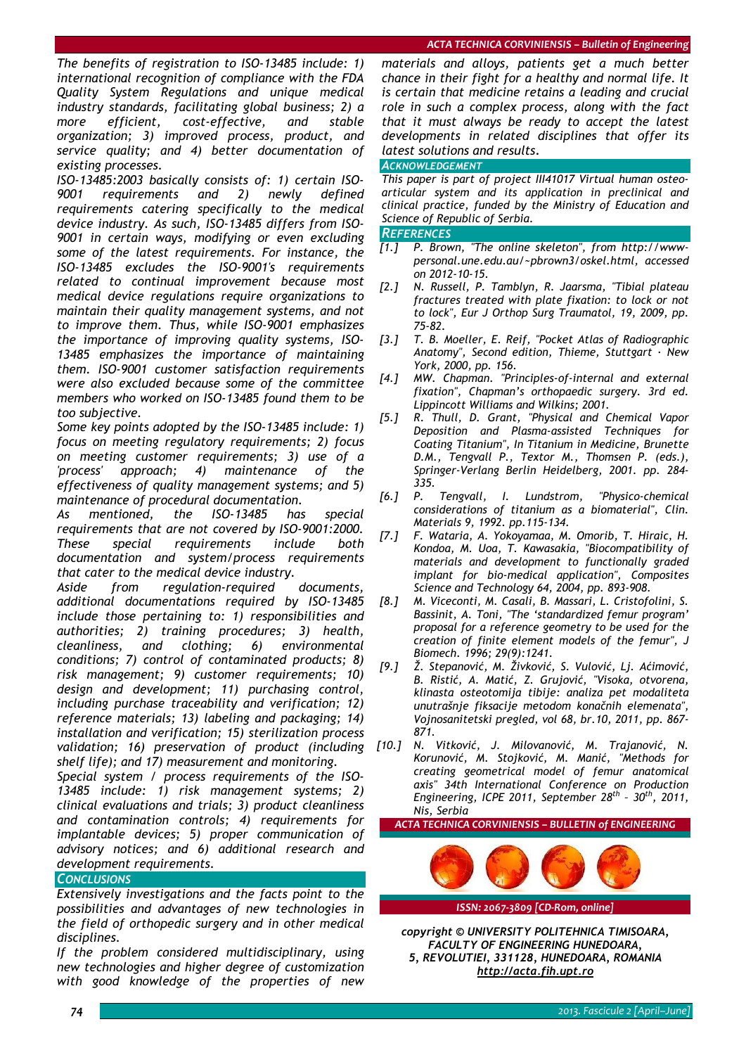*The benefits of registration to ISO-13485 include: 1) international recognition of compliance with the FDA Quality System Regulations and unique medical industry standards, facilitating global business; 2) a more efficient, cost-effective, and stable organization; 3) improved process, product, and service quality; and 4) better documentation of existing processes.*

*ISO-13485:2003 basically consists of: 1) certain ISO-9001 requirements and 2) newly defined requirements catering specifically to the medical device industry. As such, ISO-13485 differs from ISO-9001 in certain ways, modifying or even excluding some of the latest requirements. For instance, the ISO-13485 excludes the ISO-9001's requirements related to continual improvement because most medical device regulations require organizations to maintain their quality management systems, and not to improve them. Thus, while ISO-9001 emphasizes the importance of improving quality systems, ISO-13485 emphasizes the importance of maintaining them. ISO-9001 customer satisfaction requirements were also excluded because some of the committee members who worked on ISO-13485 found them to be too subjective.*

*Some key points adopted by the ISO-13485 include: 1) focus on meeting regulatory requirements; 2) focus on meeting customer requirements; 3) use of a 'process' approach; 4) maintenance of the effectiveness of quality management systems; and 5) maintenance of procedural documentation.*

*As mentioned, the ISO-13485 has special requirements that are not covered by ISO-9001:2000. These special requirements include both documentation and system/process requirements that cater to the medical device industry.*

*Aside from regulation-required documents, additional documentations required by ISO-13485 include those pertaining to: 1) responsibilities and authorities; 2) training procedures; 3) health, cleanliness, and clothing; 6) environmental conditions; 7) control of contaminated products; 8) risk management; 9) customer requirements; 10) design and development; 11) purchasing control, including purchase traceability and verification; 12) reference materials; 13) labeling and packaging; 14) installation and verification; 15) sterilization process validation; 16) preservation of product (including shelf life); and 17) measurement and monitoring.*

*Special system / process requirements of the ISO-13485 include: 1) risk management systems; 2) clinical evaluations and trials; 3) product cleanliness and contamination controls; 4) requirements for implantable devices; 5) proper communication of advisory notices; and 6) additional research and development requirements.*

## CONCLUSIONS

*Extensively investigations and the facts point to the possibilities and advantages of new technologies in the field of orthopedic surgery and in other medical disciplines.*

*If the problem considered multidisciplinary, using new technologies and higher degree of customization with good knowledge of the properties of new materials and alloys, patients get a much better chance in their fight for a healthy and normal life. It is certain that medicine retains a leading and crucial role in such a complex process, along with the fact that it must always be ready to accept the latest developments in related disciplines that offer its latest solutions and results.*

## ACKNOWLEDGEMENT

*This paper is part of project III41017 Virtual human osteo-articular system and its application in preclinical and clinical practice, funded by the Ministry of Education and Science of Republic of Serbia.*

## REFERENCES

[1.] P. Brown, "The online skeleton", from http://www-personal.une.edu.au/~pbrown3/oskel.html, accessed on 2012-10-15.

[2.] N. Russell, P. Tamblyn, R. Jaarsma, "Tibial plateau fractures treated with plate fixation: to lock or not to lock", Eur J Orthop Surg Traumatol, 19, 2009, pp. 75-82.

[3.] T. B. Moeller, E. Reif, "Pocket Atlas of Radiographic Anatomy", Second edition, Thieme, Stuttgart · New York, 2000, pp. 156.

[4.] MW. Chapman. "Principles-of-internal and external fixation", Chapman's orthopaedic surgery. 3rd ed. Lippincott Williams and Wilkins; 2001.

[5.] R. Thull, D. Grant, "Physical and Chemical Vapor Deposition and Plasma-assisted Techniques for Coating Titanium", In Titanium in Medicine, Brunette D.M., Tengvall P., Textor M., Thomsen P. (eds.), Springer-Verlag Berlin Heidelberg, 2001. pp. 284-335.

[6.] P. Tengvall, I. Lundstrom, "Physico-chemical considerations of titanium as a biomaterial", Clin. Materials 9, 1992. pp.115-134.

[7.] F. Wataria, A. Yokoyamaa, M. Omorib, T. Hiraic, H. Kondoa, M. Uoa, T. Kawasakia, "Biocompatibility of materials and development to functionally graded implant for bio-medical application", Composites Science and Technology 64, 2004, pp. 893-908.

[8.] M. Viceconti, M. Casali, B. Massari, L. Cristofolini, S. Bassinit, A. Toni, "The 'standardized femur program' proposal for a reference geometry to be used for the creation of finite element models of the femur", J Biomech. 1996; 29(9):1241.

[9.] Ž. Stepanović, M. Živković, S. Vulović, Lj. Aćimović, B. Ristić, A. Matić, Z. Grujović, "Visoka, otvorena, klinasta osteotomija tibije: analiza pet modaliteta unutrašnje fiksacije metodom konačnih elemenata", Vojnosanitetski pregled, vol 68, br.10, 2011, pp. 867-871.

[10.] N. Vitković, J. Milovanović, M. Trajanović, N. Korunović, M. Stojković, M. Manić, "Methods for creating geometrical model of femur anatomical axis" 34th International Conference on Production Engineering, ICPE 2011, September 28th – 30th, 2011, Nis, Serbia

**ACTA TECHNICA CORVINIENSIS – BULLETIN of ENGINEERING**

**ISSN: 2067-3809 [CD-Rom, online]**

***copyright © UNIVERSITY POLITEHNICA TIMISOARA, FACULTY OF ENGINEERING HUNEDOARA, 5, REVOLUTIEI, 331128, HUNEDOARA, ROMANIA http://acta.fih.upt.ro***